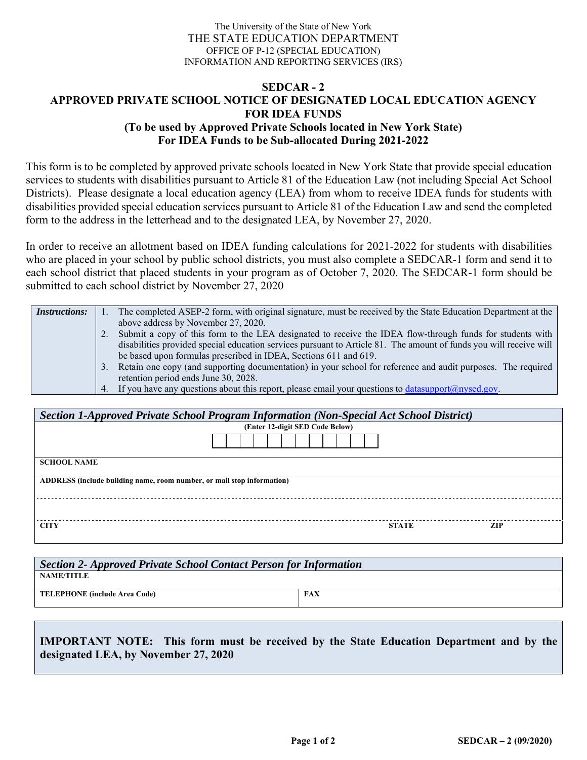The University of the State of New York
THE STATE EDUCATION DEPARTMENT
OFFICE OF P-12 (SPECIAL EDUCATION)
INFORMATION AND REPORTING SERVICES (IRS)

# SEDCAR - 2
# APPROVED PRIVATE SCHOOL NOTICE OF DESIGNATED LOCAL EDUCATION AGENCY FOR IDEA FUNDS
## (To be used by Approved Private Schools located in New York State) For IDEA Funds to be Sub-allocated During 2021-2022

This form is to be completed by approved private schools located in New York State that provide special education services to students with disabilities pursuant to Article 81 of the Education Law (not including Special Act School Districts). Please designate a local education agency (LEA) from whom to receive IDEA funds for students with disabilities provided special education services pursuant to Article 81 of the Education Law and send the completed form to the address in the letterhead and to the designated LEA, by November 27, 2020.

In order to receive an allotment based on IDEA funding calculations for 2021-2022 for students with disabilities who are placed in your school by public school districts, you must also complete a SEDCAR-1 form and send it to each school district that placed students in your program as of October 7, 2020. The SEDCAR-1 form should be submitted to each school district by November 27, 2020

***Instructions:***

1. The completed ASEP-2 form, with original signature, must be received by the State Education Department at the above address by November 27, 2020.
2. Submit a copy of this form to the LEA designated to receive the IDEA flow-through funds for students with disabilities provided special education services pursuant to Article 81. The amount of funds you will receive will be based upon formulas prescribed in IDEA, Sections 611 and 619.
3. Retain one copy (and supporting documentation) in your school for reference and audit purposes. The required retention period ends June 30, 2028.
4. If you have any questions about this report, please email your questions to datasupport@nysed.gov.

### *Section 1-Approved Private School Program Information (Non-Special Act School District)*

**(Enter 12-digit SED Code Below)**

| | | | | | | | | | | | |
|---|---|---|---|---|---|---|---|---|---|---|---|
| | | | | | | | | | | | |

**SCHOOL NAME**

**ADDRESS (include building name, room number, or mail stop information)**

| **CITY** | **STATE** | **ZIP** |
|---|---|---|
| | | |

### *Section 2- Approved Private School Contact Person for Information*

**NAME/TITLE**

| **TELEPHONE (include Area Code)** | **FAX** |
|---|---|
| | |

**IMPORTANT NOTE: This form must be received by the State Education Department and by the designated LEA, by November 27, 2020**

SEDCAR – 2 (09/2020)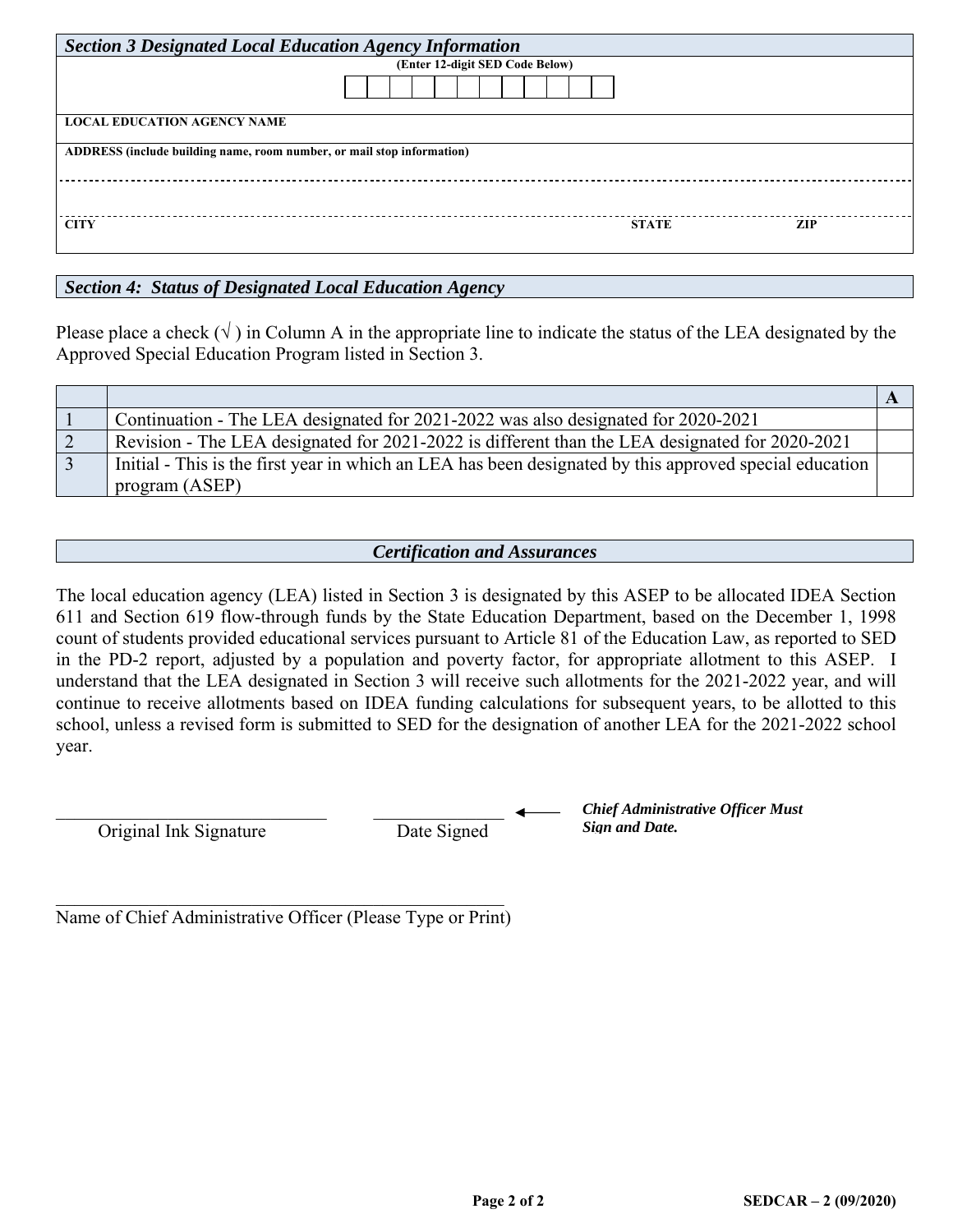## *Section 3 Designated Local Education Agency Information*

**(Enter 12-digit SED Code Below)**

| | | | | | | | | | | | |
|---|---|---|---|---|---|---|---|---|---|---|---|
| | | | | | | | | | | | |

**LOCAL EDUCATION AGENCY NAME**

**ADDRESS (include building name, room number, or mail stop information)**

**CITY** **STATE** **ZIP**

## *Section 4: Status of Designated Local Education Agency*

Please place a check (√ ) in Column A in the appropriate line to indicate the status of the LEA designated by the Approved Special Education Program listed in Section 3.

| | | A |
|---|---|---|
| 1 | Continuation - The LEA designated for 2021-2022 was also designated for 2020-2021 | |
| 2 | Revision - The LEA designated for 2021-2022 is different than the LEA designated for 2020-2021 | |
| 3 | Initial - This is the first year in which an LEA has been designated by this approved special education program (ASEP) | |

## *Certification and Assurances*

The local education agency (LEA) listed in Section 3 is designated by this ASEP to be allocated IDEA Section 611 and Section 619 flow-through funds by the State Education Department, based on the December 1, 1998 count of students provided educational services pursuant to Article 81 of the Education Law, as reported to SED in the PD-2 report, adjusted by a population and poverty factor, for appropriate allotment to this ASEP. I understand that the LEA designated in Section 3 will receive such allotments for the 2021-2022 year, and will continue to receive allotments based on IDEA funding calculations for subsequent years, to be allotted to this school, unless a revised form is submitted to SED for the designation of another LEA for the 2021-2022 school year.

______________________________ Original Ink Signature

______________ Date Signed

← ***Chief Administrative Officer Must Sign and Date.***

__________________________________________________ Name of Chief Administrative Officer (Please Type or Print)

SEDCAR – 2 (09/2020)